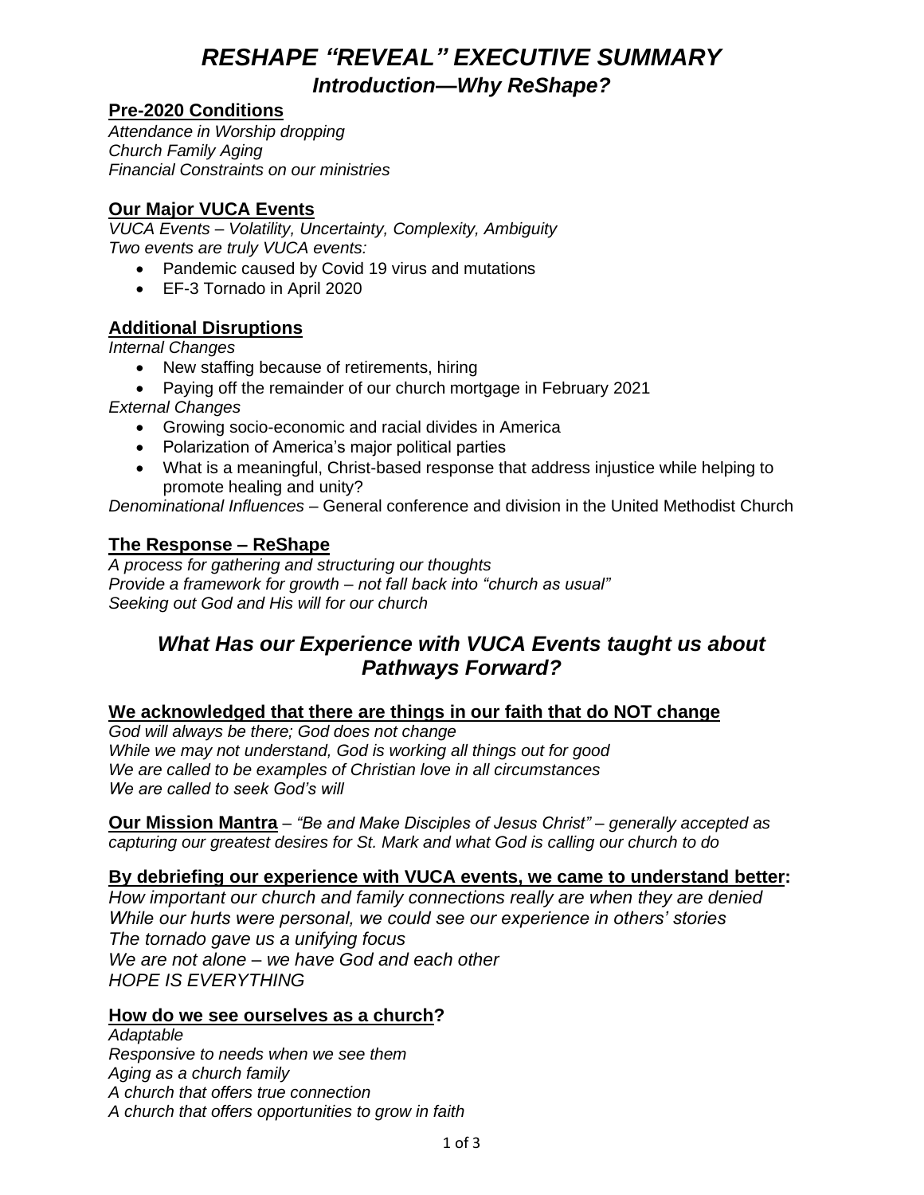# *RESHAPE "REVEAL" EXECUTIVE SUMMARY*

## *Introduction—Why ReShape?*

### Pre-2020 Conditions

*Attendance in Worship dropping*
*Church Family Aging*
*Financial Constraints on our ministries*

### Our Major VUCA Events

*VUCA Events – Volatility, Uncertainty, Complexity, Ambiguity*
*Two events are truly VUCA events:*

- Pandemic caused by Covid 19 virus and mutations
- EF-3 Tornado in April 2020

### Additional Disruptions

*Internal Changes*

- New staffing because of retirements, hiring
- Paying off the remainder of our church mortgage in February 2021

*External Changes*

- Growing socio-economic and racial divides in America
- Polarization of America's major political parties
- What is a meaningful, Christ-based response that address injustice while helping to promote healing and unity?

*Denominational Influences* – General conference and division in the United Methodist Church

### The Response – ReShape

*A process for gathering and structuring our thoughts*
*Provide a framework for growth – not fall back into "church as usual"*
*Seeking out God and His will for our church*

## *What Has our Experience with VUCA Events taught us about Pathways Forward?*

### We acknowledged that there are things in our faith that do NOT change

*God will always be there; God does not change*
*While we may not understand, God is working all things out for good*
*We are called to be examples of Christian love in all circumstances*
*We are called to seek God's will*

**Our Mission Mantra** – *"Be and Make Disciples of Jesus Christ" – generally accepted as capturing our greatest desires for St. Mark and what God is calling our church to do*

### By debriefing our experience with VUCA events, we came to understand better:

*How important our church and family connections really are when they are denied*
*While our hurts were personal, we could see our experience in others' stories*
*The tornado gave us a unifying focus*
*We are not alone – we have God and each other*
*HOPE IS EVERYTHING*

### How do we see ourselves as a church?

*Adaptable*
*Responsive to needs when we see them*
*Aging as a church family*
*A church that offers true connection*
*A church that offers opportunities to grow in faith*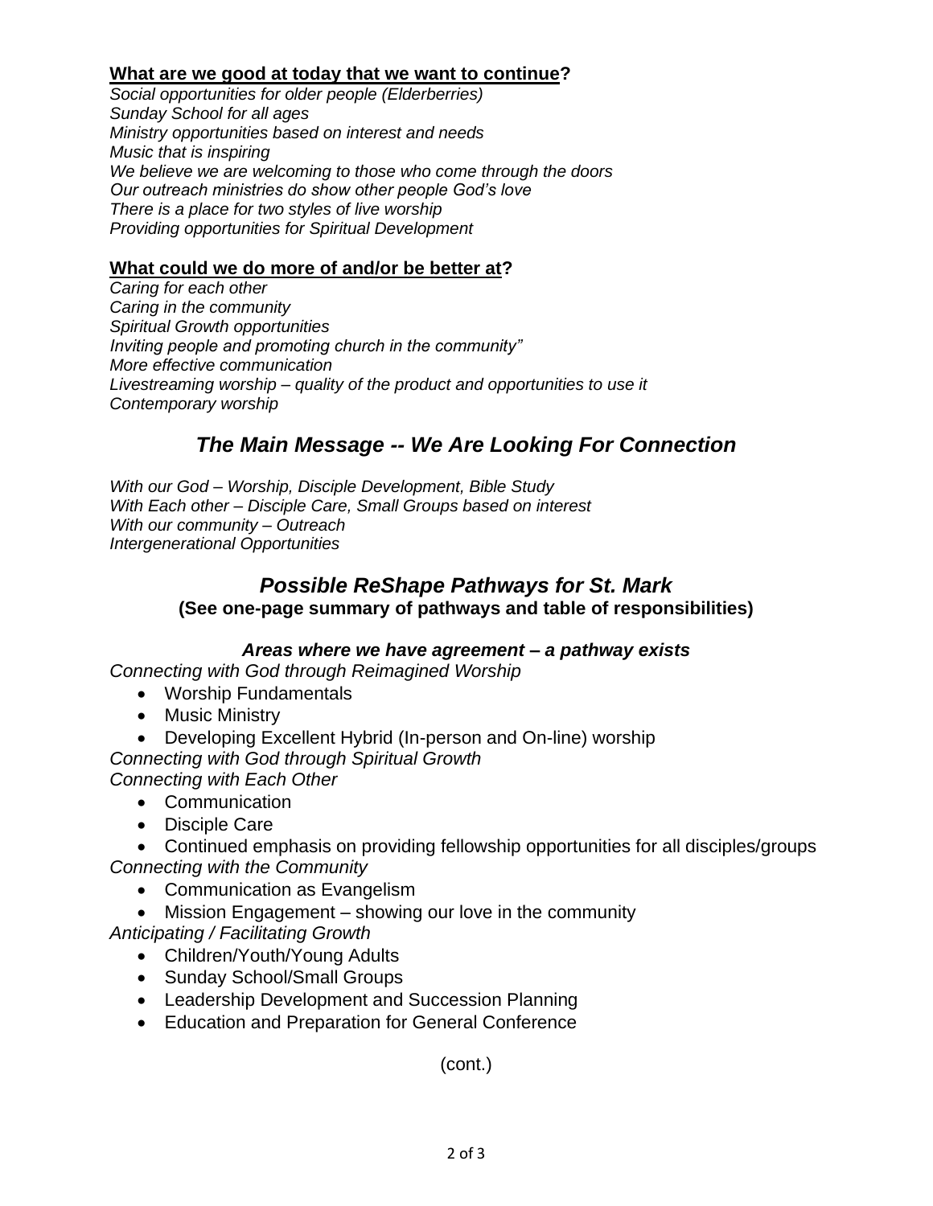**What are we good at today that we want to continue?**

*Social opportunities for older people (Elderberries)*
*Sunday School for all ages*
*Ministry opportunities based on interest and needs*
*Music that is inspiring*
*We believe we are welcoming to those who come through the doors*
*Our outreach ministries do show other people God's love*
*There is a place for two styles of live worship*
*Providing opportunities for Spiritual Development*

**What could we do more of and/or be better at?**

*Caring for each other*
*Caring in the community*
*Spiritual Growth opportunities*
*Inviting people and promoting church in the community"*
*More effective communication*
*Livestreaming worship – quality of the product and opportunities to use it*
*Contemporary worship*

## *The Main Message -- We Are Looking For Connection*

*With our God – Worship, Disciple Development, Bible Study*
*With Each other – Disciple Care, Small Groups based on interest*
*With our community – Outreach*
*Intergenerational Opportunities*

## *Possible ReShape Pathways for St. Mark*

**(See one-page summary of pathways and table of responsibilities)**

### *Areas where we have agreement – a pathway exists*

*Connecting with God through Reimagined Worship*

- Worship Fundamentals
- Music Ministry
- Developing Excellent Hybrid (In-person and On-line) worship

*Connecting with God through Spiritual Growth*

*Connecting with Each Other*

- Communication
- Disciple Care
- Continued emphasis on providing fellowship opportunities for all disciples/groups

*Connecting with the Community*

- Communication as Evangelism
- Mission Engagement – showing our love in the community

*Anticipating / Facilitating Growth*

- Children/Youth/Young Adults
- Sunday School/Small Groups
- Leadership Development and Succession Planning
- Education and Preparation for General Conference

(cont.)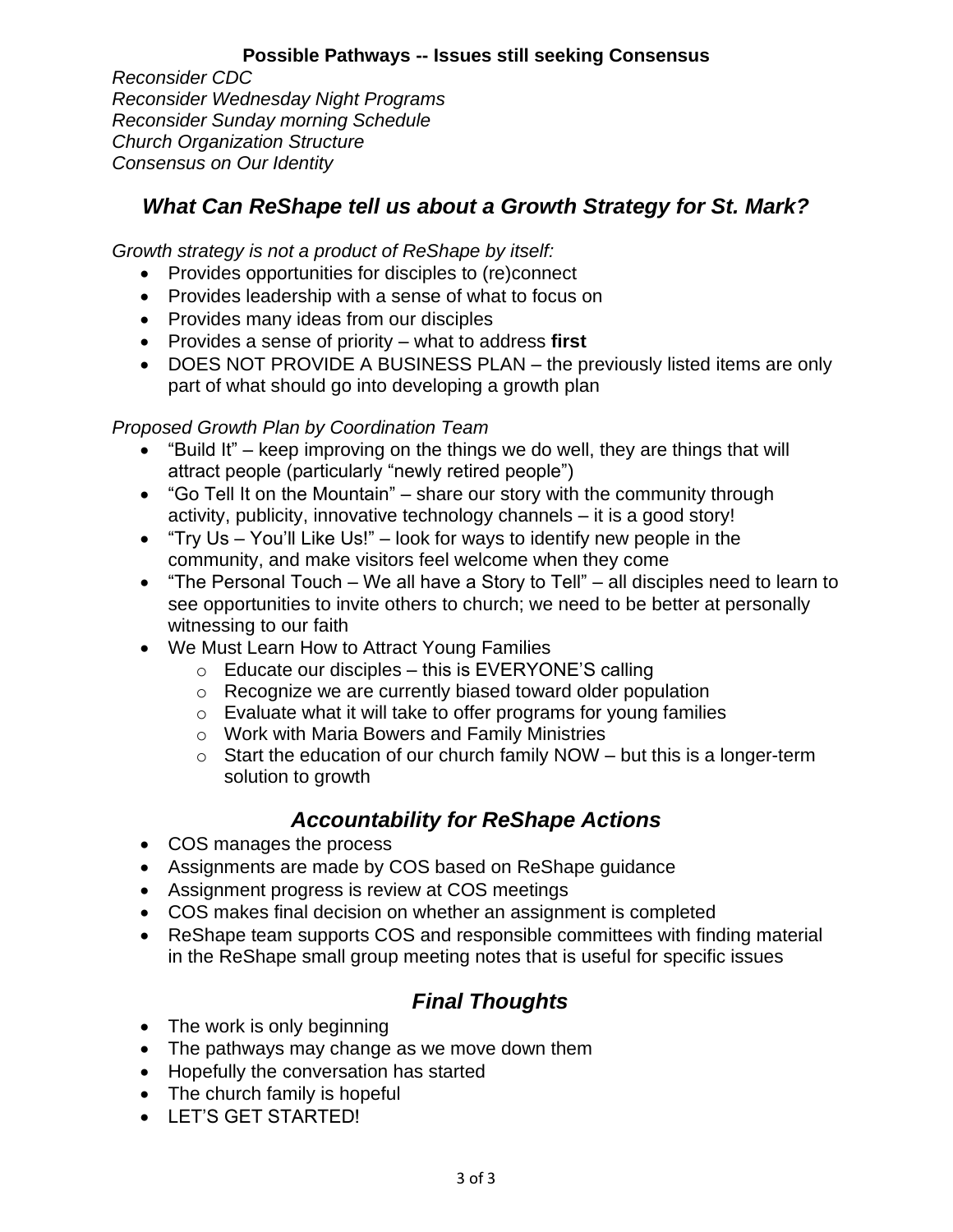**Possible Pathways -- Issues still seeking Consensus**

*Reconsider CDC*
*Reconsider Wednesday Night Programs*
*Reconsider Sunday morning Schedule*
*Church Organization Structure*
*Consensus on Our Identity*

## *What Can ReShape tell us about a Growth Strategy for St. Mark?*

*Growth strategy is not a product of ReShape by itself:*

- Provides opportunities for disciples to (re)connect
- Provides leadership with a sense of what to focus on
- Provides many ideas from our disciples
- Provides a sense of priority – what to address **first**
- DOES NOT PROVIDE A BUSINESS PLAN – the previously listed items are only part of what should go into developing a growth plan

*Proposed Growth Plan by Coordination Team*

- "Build It" – keep improving on the things we do well, they are things that will attract people (particularly "newly retired people")
- "Go Tell It on the Mountain" – share our story with the community through activity, publicity, innovative technology channels – it is a good story!
- "Try Us – You'll Like Us!" – look for ways to identify new people in the community, and make visitors feel welcome when they come
- "The Personal Touch – We all have a Story to Tell" – all disciples need to learn to see opportunities to invite others to church; we need to be better at personally witnessing to our faith
- We Must Learn How to Attract Young Families
  - Educate our disciples – this is EVERYONE'S calling
  - Recognize we are currently biased toward older population
  - Evaluate what it will take to offer programs for young families
  - Work with Maria Bowers and Family Ministries
  - Start the education of our church family NOW – but this is a longer-term solution to growth

## *Accountability for ReShape Actions*

- COS manages the process
- Assignments are made by COS based on ReShape guidance
- Assignment progress is review at COS meetings
- COS makes final decision on whether an assignment is completed
- ReShape team supports COS and responsible committees with finding material in the ReShape small group meeting notes that is useful for specific issues

## *Final Thoughts*

- The work is only beginning
- The pathways may change as we move down them
- Hopefully the conversation has started
- The church family is hopeful
- LET'S GET STARTED!